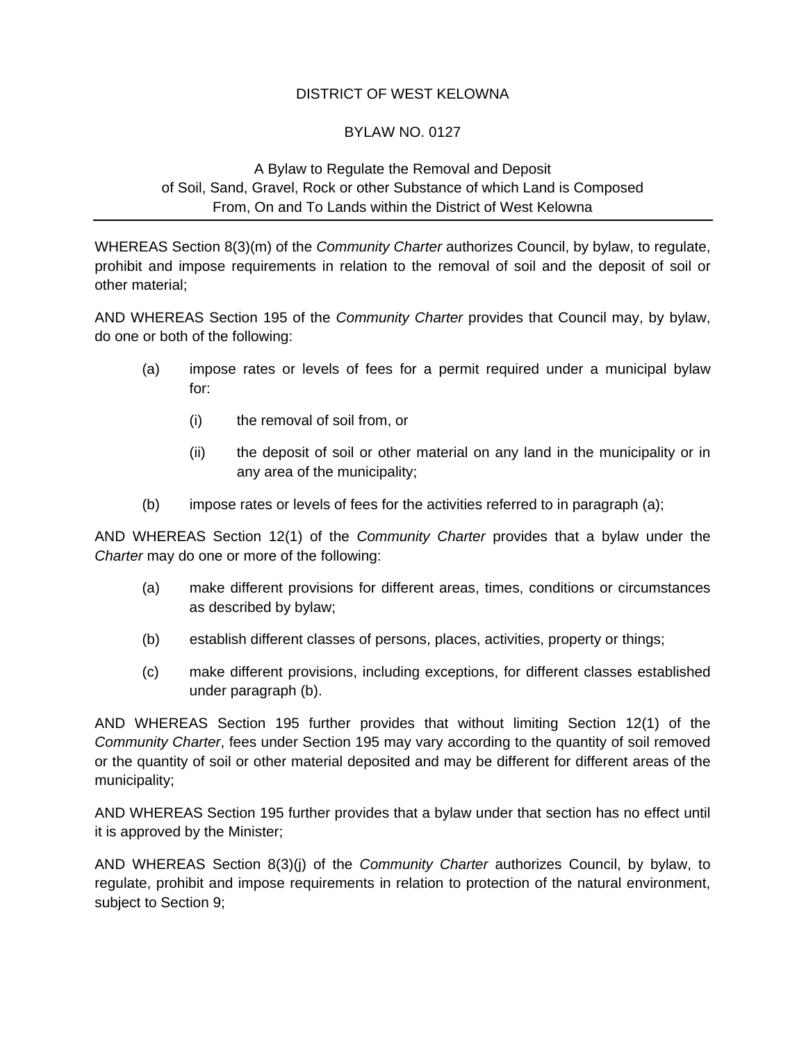# DISTRICT OF WEST KELOWNA

## BYLAW NO. 0127

### A Bylaw to Regulate the Removal and Deposit of Soil, Sand, Gravel, Rock or other Substance of which Land is Composed From, On and To Lands within the District of West Kelowna

---

WHEREAS Section 8(3)(m) of the *Community Charter* authorizes Council, by bylaw, to regulate, prohibit and impose requirements in relation to the removal of soil and the deposit of soil or other material;

AND WHEREAS Section 195 of the *Community Charter* provides that Council may, by bylaw, do one or both of the following:

- (a) impose rates or levels of fees for a permit required under a municipal bylaw for:
  - (i) the removal of soil from, or
  - (ii) the deposit of soil or other material on any land in the municipality or in any area of the municipality;
- (b) impose rates or levels of fees for the activities referred to in paragraph (a);

AND WHEREAS Section 12(1) of the *Community Charter* provides that a bylaw under the *Charter* may do one or more of the following:

- (a) make different provisions for different areas, times, conditions or circumstances as described by bylaw;
- (b) establish different classes of persons, places, activities, property or things;
- (c) make different provisions, including exceptions, for different classes established under paragraph (b).

AND WHEREAS Section 195 further provides that without limiting Section 12(1) of the *Community Charter*, fees under Section 195 may vary according to the quantity of soil removed or the quantity of soil or other material deposited and may be different for different areas of the municipality;

AND WHEREAS Section 195 further provides that a bylaw under that section has no effect until it is approved by the Minister;

AND WHEREAS Section 8(3)(j) of the *Community Charter* authorizes Council, by bylaw, to regulate, prohibit and impose requirements in relation to protection of the natural environment, subject to Section 9;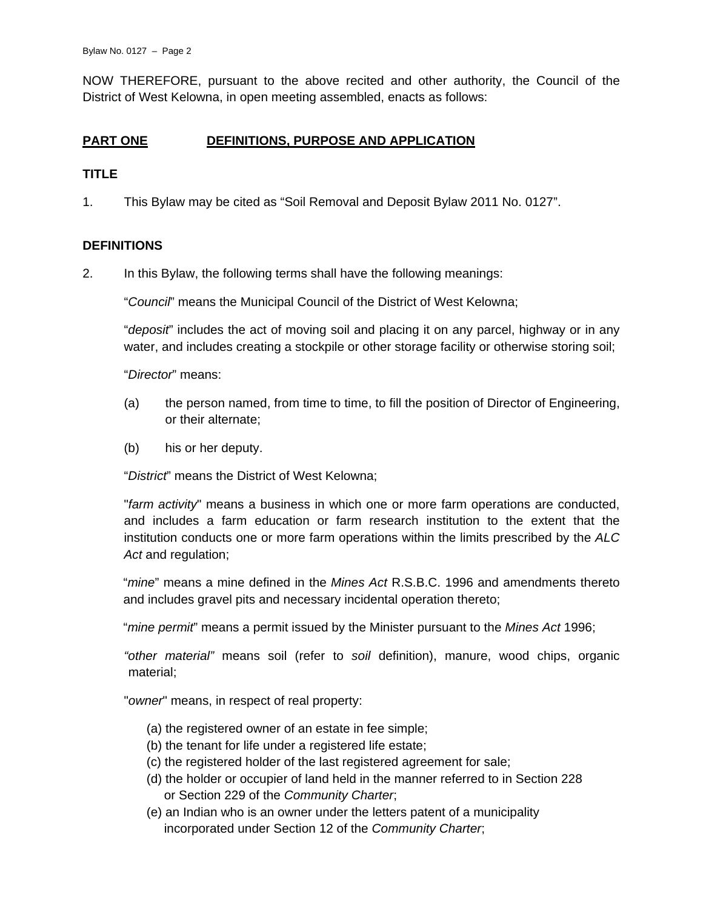NOW THEREFORE, pursuant to the above recited and other authority, the Council of the District of West Kelowna, in open meeting assembled, enacts as follows:

## PART ONE DEFINITIONS, PURPOSE AND APPLICATION

### TITLE

1. This Bylaw may be cited as "Soil Removal and Deposit Bylaw 2011 No. 0127".

### DEFINITIONS

2. In this Bylaw, the following terms shall have the following meanings:

"*Council*" means the Municipal Council of the District of West Kelowna;

"*deposit*" includes the act of moving soil and placing it on any parcel, highway or in any water, and includes creating a stockpile or other storage facility or otherwise storing soil;

"*Director*" means:

(a) the person named, from time to time, to fill the position of Director of Engineering, or their alternate;

(b) his or her deputy.

"*District*" means the District of West Kelowna;

"*farm activity*" means a business in which one or more farm operations are conducted, and includes a farm education or farm research institution to the extent that the institution conducts one or more farm operations within the limits prescribed by the *ALC Act* and regulation;

"*mine*" means a mine defined in the *Mines Act* R.S.B.C. 1996 and amendments thereto and includes gravel pits and necessary incidental operation thereto;

"*mine permit*" means a permit issued by the Minister pursuant to the *Mines Act* 1996;

*"other material"* means soil (refer to *soil* definition), manure, wood chips, organic material;

"*owner*" means, in respect of real property:

(a) the registered owner of an estate in fee simple;
(b) the tenant for life under a registered life estate;
(c) the registered holder of the last registered agreement for sale;
(d) the holder or occupier of land held in the manner referred to in Section 228 or Section 229 of the *Community Charter*;
(e) an Indian who is an owner under the letters patent of a municipality incorporated under Section 12 of the *Community Charter*;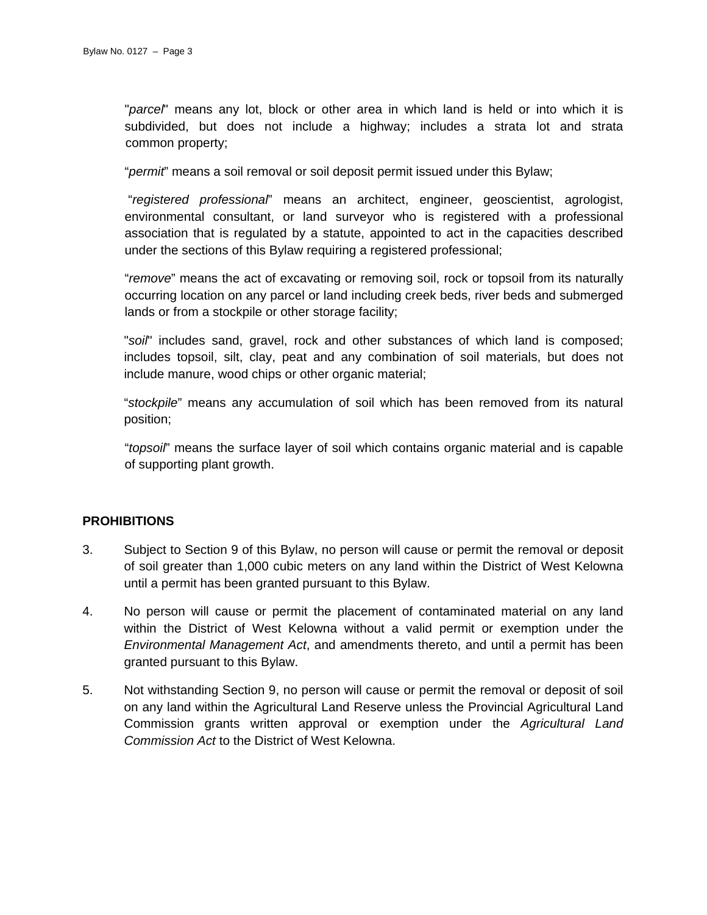"*parcel*" means any lot, block or other area in which land is held or into which it is subdivided, but does not include a highway; includes a strata lot and strata common property;

"*permit*" means a soil removal or soil deposit permit issued under this Bylaw;

"*registered professional*" means an architect, engineer, geoscientist, agrologist, environmental consultant, or land surveyor who is registered with a professional association that is regulated by a statute, appointed to act in the capacities described under the sections of this Bylaw requiring a registered professional;

"*remove*" means the act of excavating or removing soil, rock or topsoil from its naturally occurring location on any parcel or land including creek beds, river beds and submerged lands or from a stockpile or other storage facility;

"*soil*" includes sand, gravel, rock and other substances of which land is composed; includes topsoil, silt, clay, peat and any combination of soil materials, but does not include manure, wood chips or other organic material;

"*stockpile*" means any accumulation of soil which has been removed from its natural position;

"*topsoil*" means the surface layer of soil which contains organic material and is capable of supporting plant growth.

**PROHIBITIONS**

3. Subject to Section 9 of this Bylaw, no person will cause or permit the removal or deposit of soil greater than 1,000 cubic meters on any land within the District of West Kelowna until a permit has been granted pursuant to this Bylaw.

4. No person will cause or permit the placement of contaminated material on any land within the District of West Kelowna without a valid permit or exemption under the *Environmental Management Act*, and amendments thereto, and until a permit has been granted pursuant to this Bylaw.

5. Not withstanding Section 9, no person will cause or permit the removal or deposit of soil on any land within the Agricultural Land Reserve unless the Provincial Agricultural Land Commission grants written approval or exemption under the *Agricultural Land Commission Act* to the District of West Kelowna.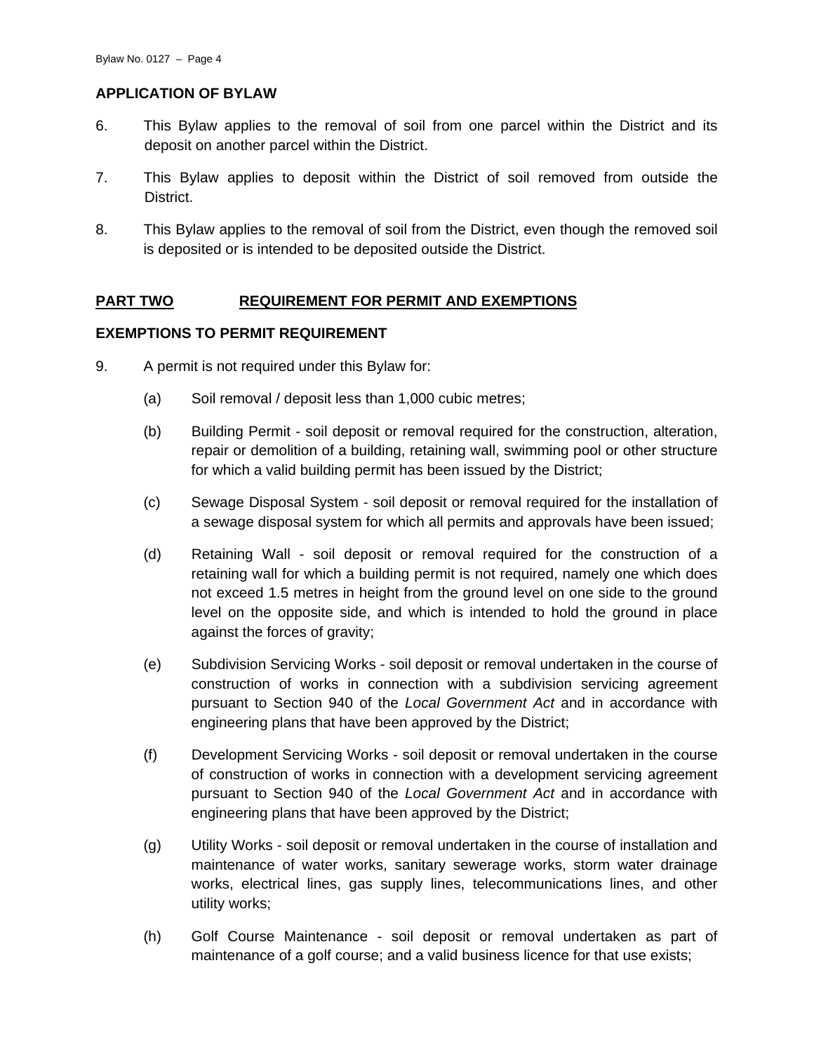### APPLICATION OF BYLAW

6. This Bylaw applies to the removal of soil from one parcel within the District and its deposit on another parcel within the District.

7. This Bylaw applies to deposit within the District of soil removed from outside the District.

8. This Bylaw applies to the removal of soil from the District, even though the removed soil is deposited or is intended to be deposited outside the District.

## PART TWO REQUIREMENT FOR PERMIT AND EXEMPTIONS

### EXEMPTIONS TO PERMIT REQUIREMENT

9. A permit is not required under this Bylaw for:

   (a) Soil removal / deposit less than 1,000 cubic metres;

   (b) Building Permit - soil deposit or removal required for the construction, alteration, repair or demolition of a building, retaining wall, swimming pool or other structure for which a valid building permit has been issued by the District;

   (c) Sewage Disposal System - soil deposit or removal required for the installation of a sewage disposal system for which all permits and approvals have been issued;

   (d) Retaining Wall - soil deposit or removal required for the construction of a retaining wall for which a building permit is not required, namely one which does not exceed 1.5 metres in height from the ground level on one side to the ground level on the opposite side, and which is intended to hold the ground in place against the forces of gravity;

   (e) Subdivision Servicing Works - soil deposit or removal undertaken in the course of construction of works in connection with a subdivision servicing agreement pursuant to Section 940 of the *Local Government Act* and in accordance with engineering plans that have been approved by the District;

   (f) Development Servicing Works - soil deposit or removal undertaken in the course of construction of works in connection with a development servicing agreement pursuant to Section 940 of the *Local Government Act* and in accordance with engineering plans that have been approved by the District;

   (g) Utility Works - soil deposit or removal undertaken in the course of installation and maintenance of water works, sanitary sewerage works, storm water drainage works, electrical lines, gas supply lines, telecommunications lines, and other utility works;

   (h) Golf Course Maintenance - soil deposit or removal undertaken as part of maintenance of a golf course; and a valid business licence for that use exists;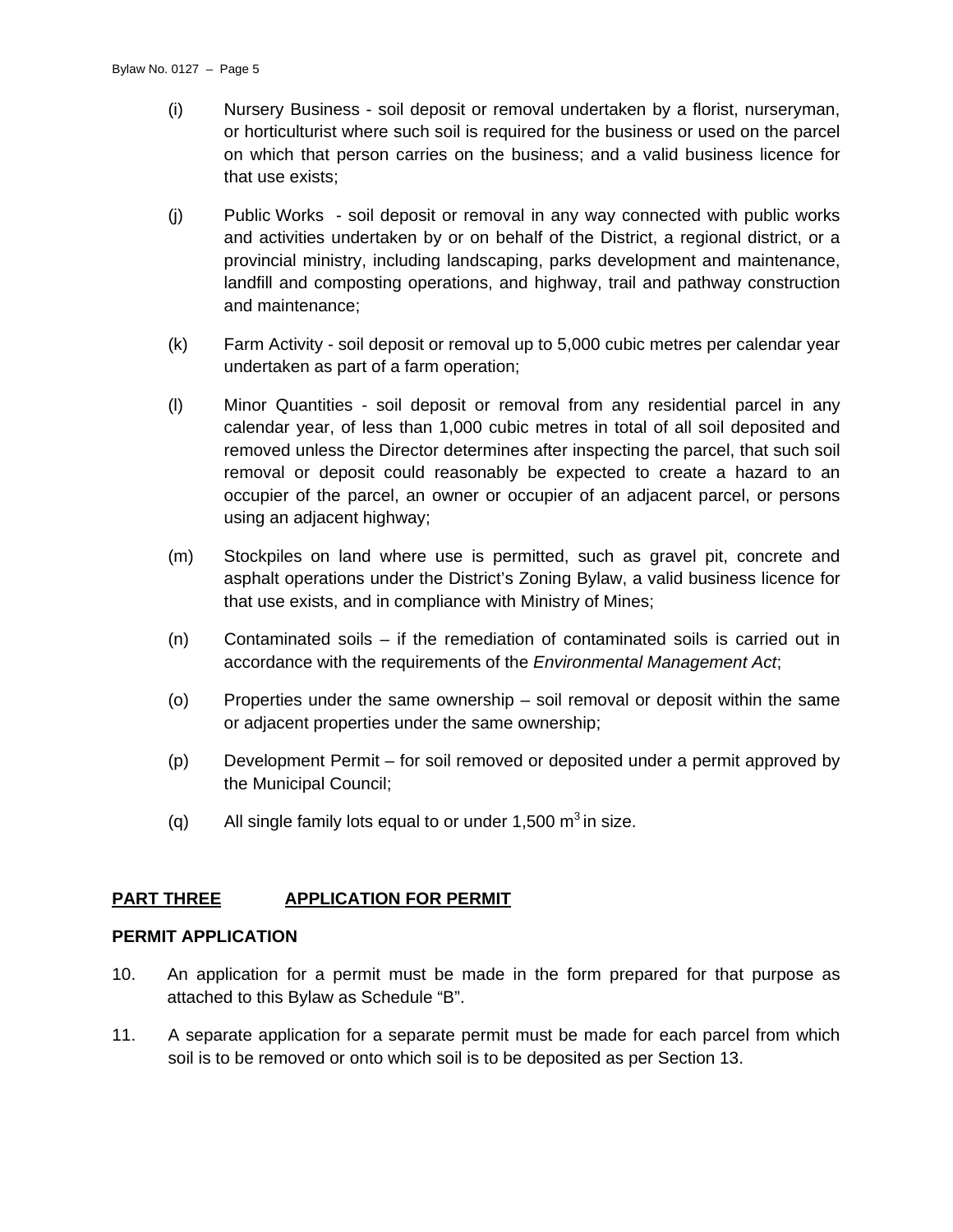(i) Nursery Business - soil deposit or removal undertaken by a florist, nurseryman, or horticulturist where such soil is required for the business or used on the parcel on which that person carries on the business; and a valid business licence for that use exists;

(j) Public Works - soil deposit or removal in any way connected with public works and activities undertaken by or on behalf of the District, a regional district, or a provincial ministry, including landscaping, parks development and maintenance, landfill and composting operations, and highway, trail and pathway construction and maintenance;

(k) Farm Activity - soil deposit or removal up to 5,000 cubic metres per calendar year undertaken as part of a farm operation;

(l) Minor Quantities - soil deposit or removal from any residential parcel in any calendar year, of less than 1,000 cubic metres in total of all soil deposited and removed unless the Director determines after inspecting the parcel, that such soil removal or deposit could reasonably be expected to create a hazard to an occupier of the parcel, an owner or occupier of an adjacent parcel, or persons using an adjacent highway;

(m) Stockpiles on land where use is permitted, such as gravel pit, concrete and asphalt operations under the District's Zoning Bylaw, a valid business licence for that use exists, and in compliance with Ministry of Mines;

(n) Contaminated soils – if the remediation of contaminated soils is carried out in accordance with the requirements of the *Environmental Management Act*;

(o) Properties under the same ownership – soil removal or deposit within the same or adjacent properties under the same ownership;

(p) Development Permit – for soil removed or deposited under a permit approved by the Municipal Council;

(q) All single family lots equal to or under 1,500 $m^3$ in size.

## PART THREE APPLICATION FOR PERMIT

### PERMIT APPLICATION

10. An application for a permit must be made in the form prepared for that purpose as attached to this Bylaw as Schedule "B".

11. A separate application for a separate permit must be made for each parcel from which soil is to be removed or onto which soil is to be deposited as per Section 13.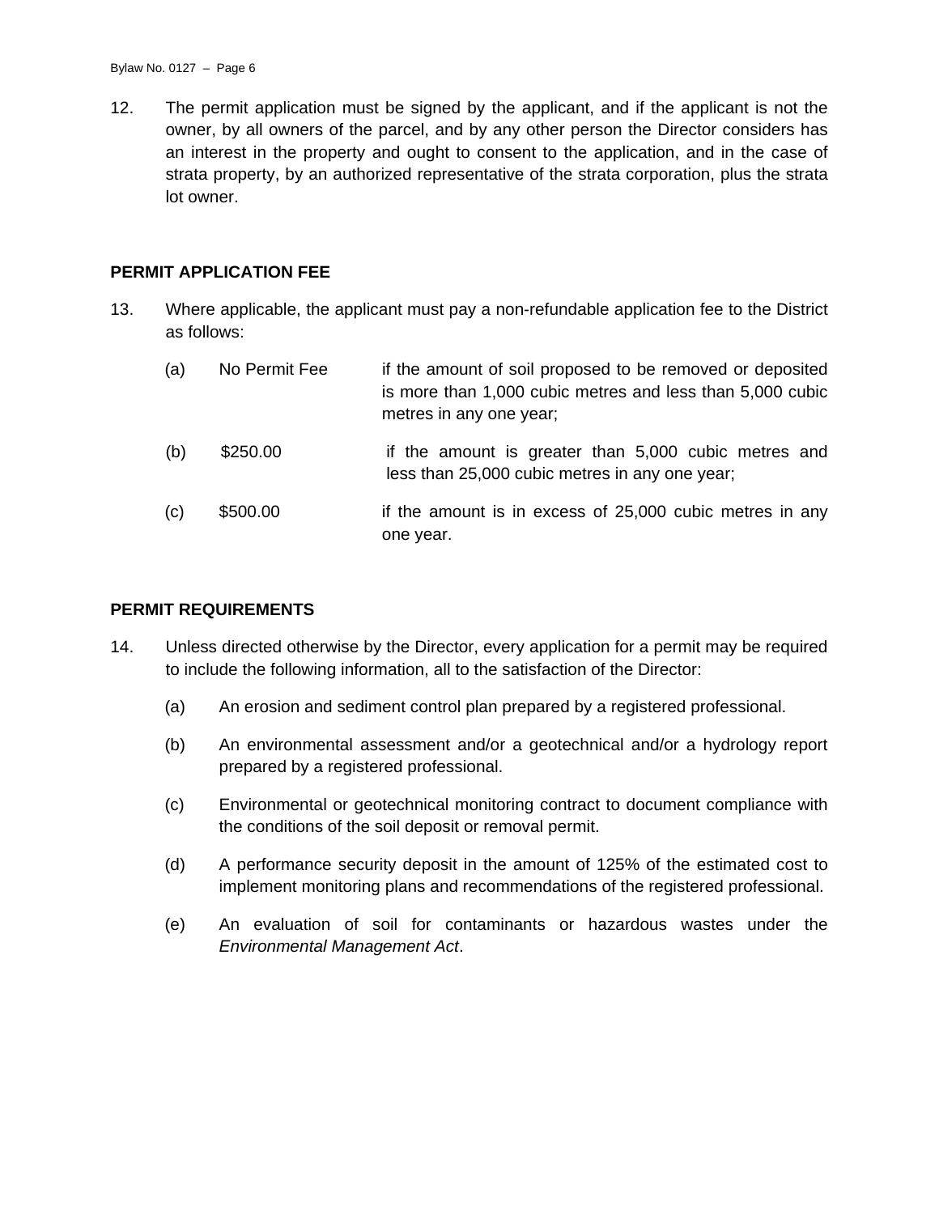12. The permit application must be signed by the applicant, and if the applicant is not the owner, by all owners of the parcel, and by any other person the Director considers has an interest in the property and ought to consent to the application, and in the case of strata property, by an authorized representative of the strata corporation, plus the strata lot owner.

## PERMIT APPLICATION FEE

13. Where applicable, the applicant must pay a non-refundable application fee to the District as follows:

    (a) No Permit Fee — if the amount of soil proposed to be removed or deposited is more than 1,000 cubic metres and less than 5,000 cubic metres in any one year;

    (b) $250.00 — if the amount is greater than 5,000 cubic metres and less than 25,000 cubic metres in any one year;

    (c) $500.00 — if the amount is in excess of 25,000 cubic metres in any one year.

## PERMIT REQUIREMENTS

14. Unless directed otherwise by the Director, every application for a permit may be required to include the following information, all to the satisfaction of the Director:

    (a) An erosion and sediment control plan prepared by a registered professional.

    (b) An environmental assessment and/or a geotechnical and/or a hydrology report prepared by a registered professional.

    (c) Environmental or geotechnical monitoring contract to document compliance with the conditions of the soil deposit or removal permit.

    (d) A performance security deposit in the amount of 125% of the estimated cost to implement monitoring plans and recommendations of the registered professional.

    (e) An evaluation of soil for contaminants or hazardous wastes under the *Environmental Management Act*.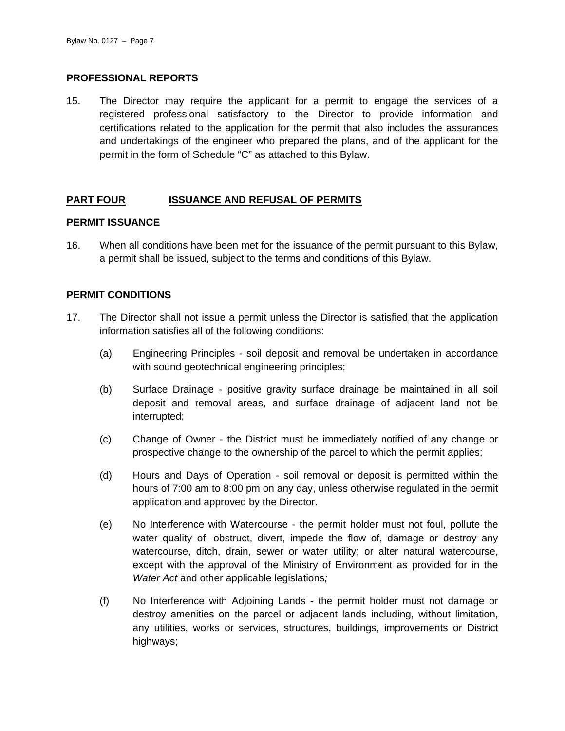**PROFESSIONAL REPORTS**

15. The Director may require the applicant for a permit to engage the services of a registered professional satisfactory to the Director to provide information and certifications related to the application for the permit that also includes the assurances and undertakings of the engineer who prepared the plans, and of the applicant for the permit in the form of Schedule "C" as attached to this Bylaw.

## PART FOUR ISSUANCE AND REFUSAL OF PERMITS

**PERMIT ISSUANCE**

16. When all conditions have been met for the issuance of the permit pursuant to this Bylaw, a permit shall be issued, subject to the terms and conditions of this Bylaw.

**PERMIT CONDITIONS**

17. The Director shall not issue a permit unless the Director is satisfied that the application information satisfies all of the following conditions:

    (a) Engineering Principles - soil deposit and removal be undertaken in accordance with sound geotechnical engineering principles;

    (b) Surface Drainage - positive gravity surface drainage be maintained in all soil deposit and removal areas, and surface drainage of adjacent land not be interrupted;

    (c) Change of Owner - the District must be immediately notified of any change or prospective change to the ownership of the parcel to which the permit applies;

    (d) Hours and Days of Operation - soil removal or deposit is permitted within the hours of 7:00 am to 8:00 pm on any day, unless otherwise regulated in the permit application and approved by the Director.

    (e) No Interference with Watercourse - the permit holder must not foul, pollute the water quality of, obstruct, divert, impede the flow of, damage or destroy any watercourse, ditch, drain, sewer or water utility; or alter natural watercourse, except with the approval of the Ministry of Environment as provided for in the *Water Act* and other applicable legislations*;*

    (f) No Interference with Adjoining Lands - the permit holder must not damage or destroy amenities on the parcel or adjacent lands including, without limitation, any utilities, works or services, structures, buildings, improvements or District highways;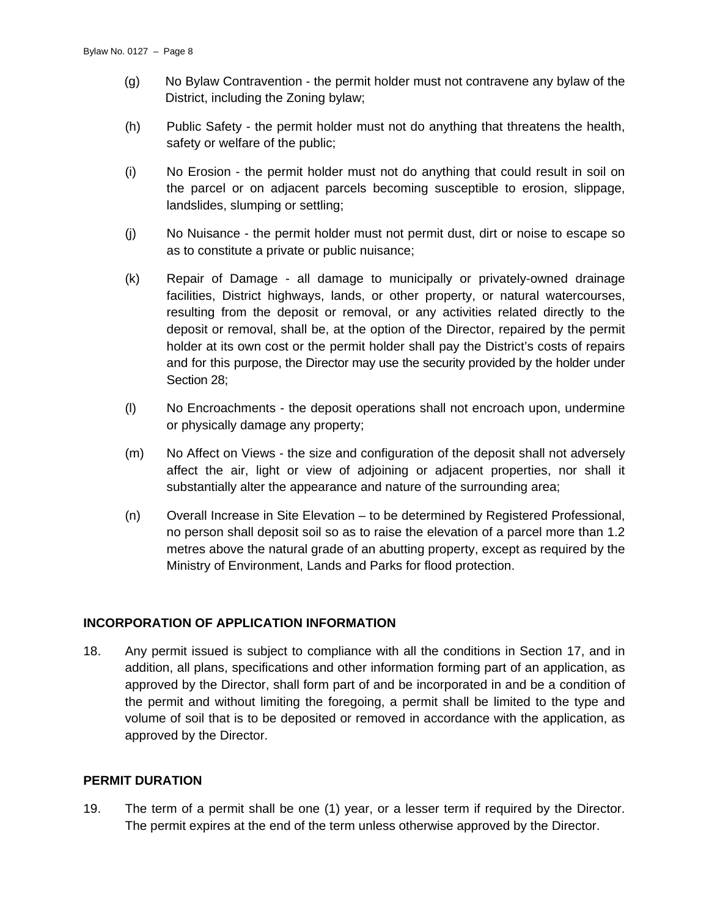(g) No Bylaw Contravention - the permit holder must not contravene any bylaw of the District, including the Zoning bylaw;

(h) Public Safety - the permit holder must not do anything that threatens the health, safety or welfare of the public;

(i) No Erosion - the permit holder must not do anything that could result in soil on the parcel or on adjacent parcels becoming susceptible to erosion, slippage, landslides, slumping or settling;

(j) No Nuisance - the permit holder must not permit dust, dirt or noise to escape so as to constitute a private or public nuisance;

(k) Repair of Damage - all damage to municipally or privately-owned drainage facilities, District highways, lands, or other property, or natural watercourses, resulting from the deposit or removal, or any activities related directly to the deposit or removal, shall be, at the option of the Director, repaired by the permit holder at its own cost or the permit holder shall pay the District's costs of repairs and for this purpose, the Director may use the security provided by the holder under Section 28;

(l) No Encroachments - the deposit operations shall not encroach upon, undermine or physically damage any property;

(m) No Affect on Views - the size and configuration of the deposit shall not adversely affect the air, light or view of adjoining or adjacent properties, nor shall it substantially alter the appearance and nature of the surrounding area;

(n) Overall Increase in Site Elevation – to be determined by Registered Professional, no person shall deposit soil so as to raise the elevation of a parcel more than 1.2 metres above the natural grade of an abutting property, except as required by the Ministry of Environment, Lands and Parks for flood protection.

## INCORPORATION OF APPLICATION INFORMATION

18. Any permit issued is subject to compliance with all the conditions in Section 17, and in addition, all plans, specifications and other information forming part of an application, as approved by the Director, shall form part of and be incorporated in and be a condition of the permit and without limiting the foregoing, a permit shall be limited to the type and volume of soil that is to be deposited or removed in accordance with the application, as approved by the Director.

## PERMIT DURATION

19. The term of a permit shall be one (1) year, or a lesser term if required by the Director. The permit expires at the end of the term unless otherwise approved by the Director.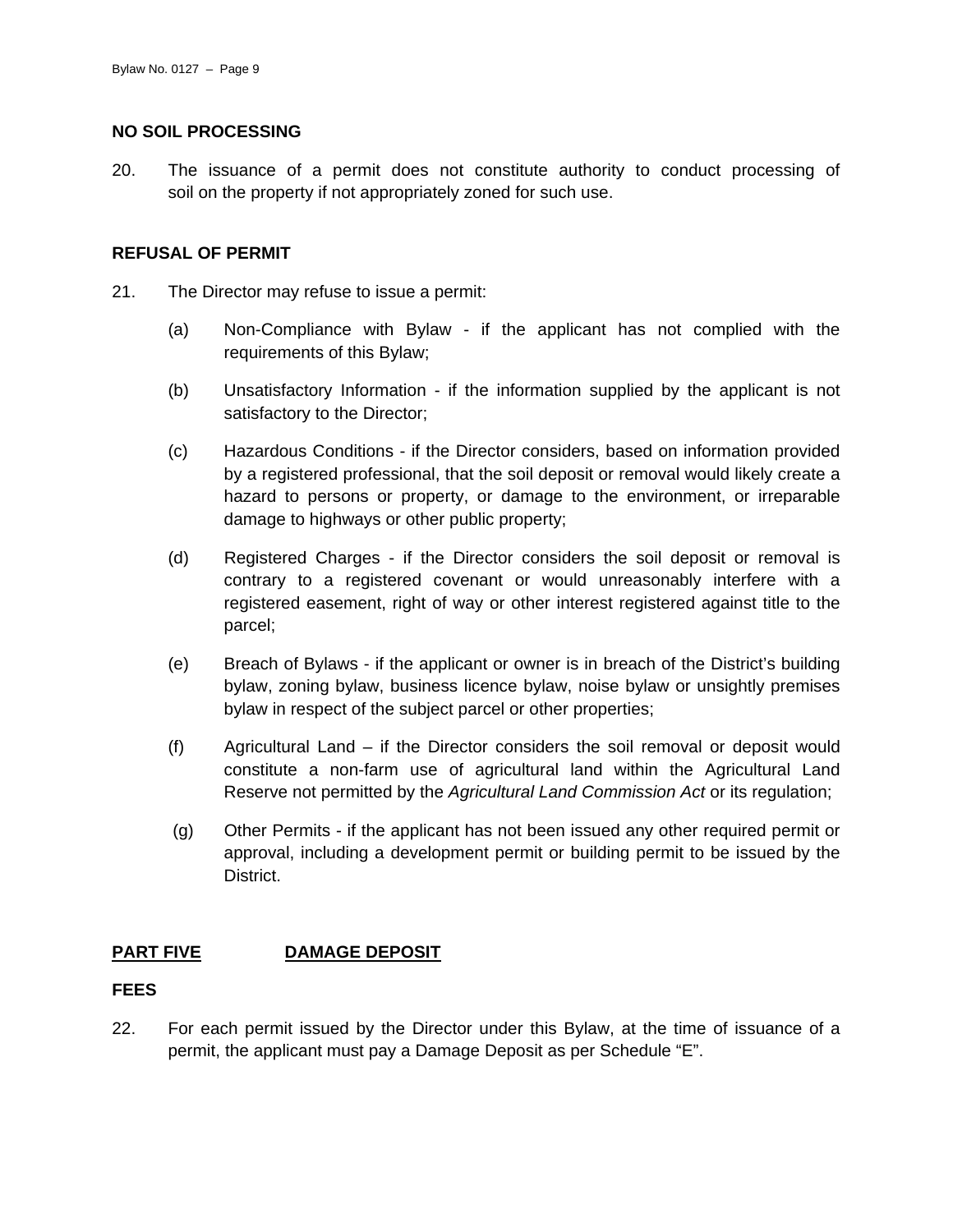## NO SOIL PROCESSING

20. The issuance of a permit does not constitute authority to conduct processing of soil on the property if not appropriately zoned for such use.

## REFUSAL OF PERMIT

21. The Director may refuse to issue a permit:

    (a) Non-Compliance with Bylaw - if the applicant has not complied with the requirements of this Bylaw;

    (b) Unsatisfactory Information - if the information supplied by the applicant is not satisfactory to the Director;

    (c) Hazardous Conditions - if the Director considers, based on information provided by a registered professional, that the soil deposit or removal would likely create a hazard to persons or property, or damage to the environment, or irreparable damage to highways or other public property;

    (d) Registered Charges - if the Director considers the soil deposit or removal is contrary to a registered covenant or would unreasonably interfere with a registered easement, right of way or other interest registered against title to the parcel;

    (e) Breach of Bylaws - if the applicant or owner is in breach of the District's building bylaw, zoning bylaw, business licence bylaw, noise bylaw or unsightly premises bylaw in respect of the subject parcel or other properties;

    (f) Agricultural Land – if the Director considers the soil removal or deposit would constitute a non-farm use of agricultural land within the Agricultural Land Reserve not permitted by the *Agricultural Land Commission Act* or its regulation;

    (g) Other Permits - if the applicant has not been issued any other required permit or approval, including a development permit or building permit to be issued by the District.

## PART FIVE DAMAGE DEPOSIT

## FEES

22. For each permit issued by the Director under this Bylaw, at the time of issuance of a permit, the applicant must pay a Damage Deposit as per Schedule "E".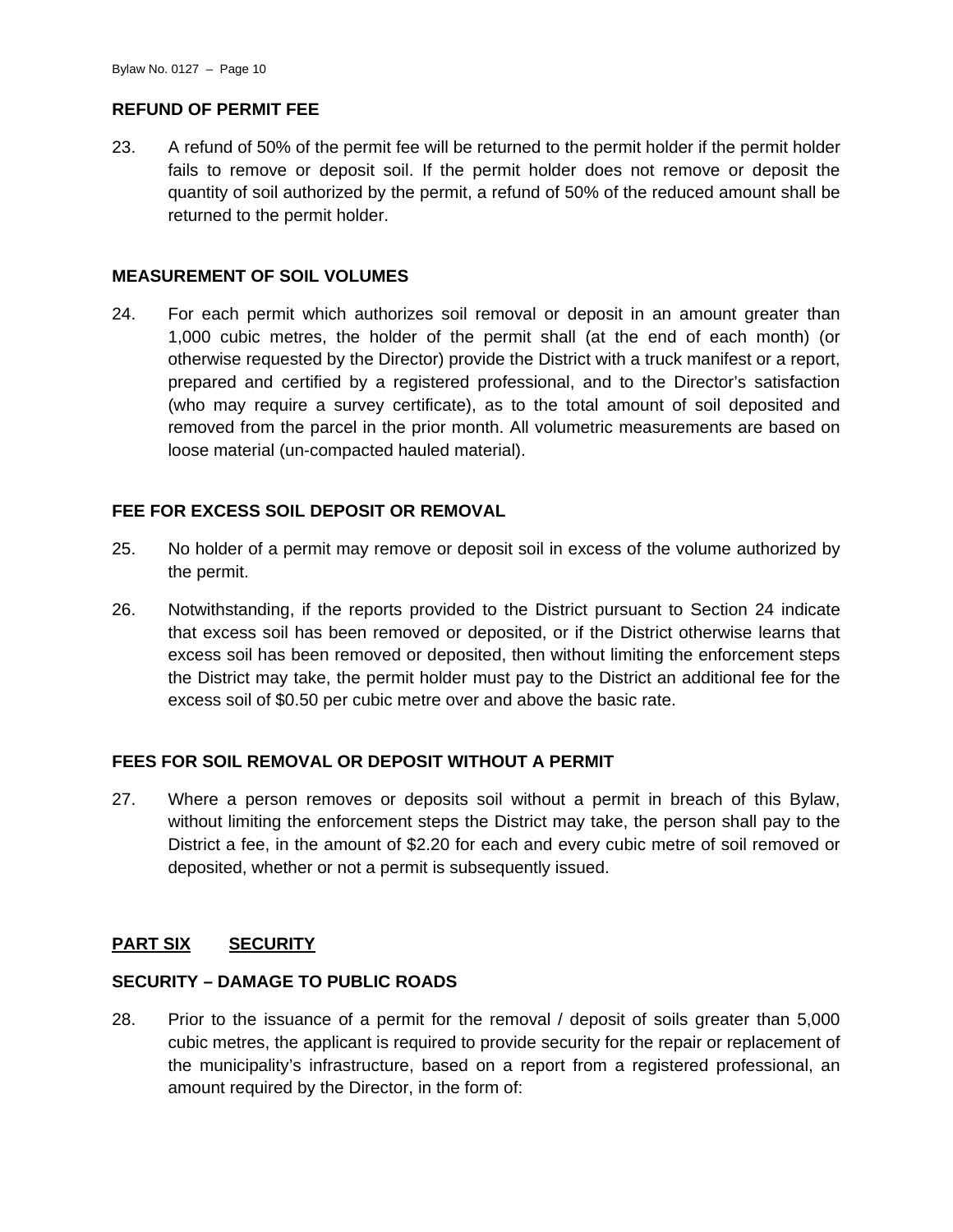### REFUND OF PERMIT FEE

23. A refund of 50% of the permit fee will be returned to the permit holder if the permit holder fails to remove or deposit soil. If the permit holder does not remove or deposit the quantity of soil authorized by the permit, a refund of 50% of the reduced amount shall be returned to the permit holder.

### MEASUREMENT OF SOIL VOLUMES

24. For each permit which authorizes soil removal or deposit in an amount greater than 1,000 cubic metres, the holder of the permit shall (at the end of each month) (or otherwise requested by the Director) provide the District with a truck manifest or a report, prepared and certified by a registered professional, and to the Director's satisfaction (who may require a survey certificate), as to the total amount of soil deposited and removed from the parcel in the prior month. All volumetric measurements are based on loose material (un-compacted hauled material).

### FEE FOR EXCESS SOIL DEPOSIT OR REMOVAL

25. No holder of a permit may remove or deposit soil in excess of the volume authorized by the permit.

26. Notwithstanding, if the reports provided to the District pursuant to Section 24 indicate that excess soil has been removed or deposited, or if the District otherwise learns that excess soil has been removed or deposited, then without limiting the enforcement steps the District may take, the permit holder must pay to the District an additional fee for the excess soil of $0.50 per cubic metre over and above the basic rate.

### FEES FOR SOIL REMOVAL OR DEPOSIT WITHOUT A PERMIT

27. Where a person removes or deposits soil without a permit in breach of this Bylaw, without limiting the enforcement steps the District may take, the person shall pay to the District a fee, in the amount of $2.20 for each and every cubic metre of soil removed or deposited, whether or not a permit is subsequently issued.

## PART SIX SECURITY

### SECURITY – DAMAGE TO PUBLIC ROADS

28. Prior to the issuance of a permit for the removal / deposit of soils greater than 5,000 cubic metres, the applicant is required to provide security for the repair or replacement of the municipality's infrastructure, based on a report from a registered professional, an amount required by the Director, in the form of: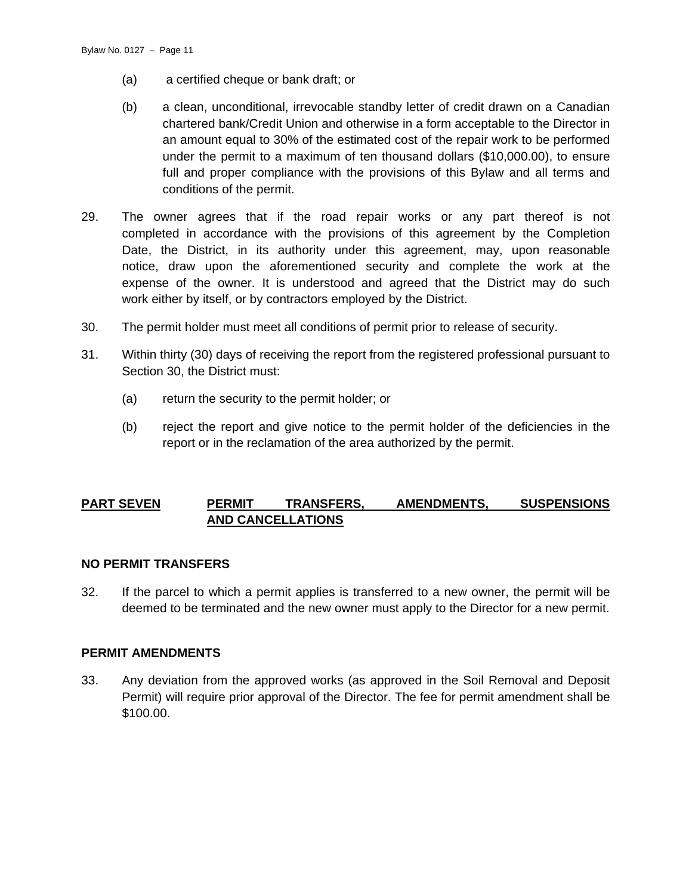(a) a certified cheque or bank draft; or

(b) a clean, unconditional, irrevocable standby letter of credit drawn on a Canadian chartered bank/Credit Union and otherwise in a form acceptable to the Director in an amount equal to 30% of the estimated cost of the repair work to be performed under the permit to a maximum of ten thousand dollars ($10,000.00), to ensure full and proper compliance with the provisions of this Bylaw and all terms and conditions of the permit.

29. The owner agrees that if the road repair works or any part thereof is not completed in accordance with the provisions of this agreement by the Completion Date, the District, in its authority under this agreement, may, upon reasonable notice, draw upon the aforementioned security and complete the work at the expense of the owner. It is understood and agreed that the District may do such work either by itself, or by contractors employed by the District.

30. The permit holder must meet all conditions of permit prior to release of security.

31. Within thirty (30) days of receiving the report from the registered professional pursuant to Section 30, the District must:

(a) return the security to the permit holder; or

(b) reject the report and give notice to the permit holder of the deficiencies in the report or in the reclamation of the area authorized by the permit.

## PART SEVEN PERMIT TRANSFERS, AMENDMENTS, SUSPENSIONS AND CANCELLATIONS

### NO PERMIT TRANSFERS

32. If the parcel to which a permit applies is transferred to a new owner, the permit will be deemed to be terminated and the new owner must apply to the Director for a new permit.

### PERMIT AMENDMENTS

33. Any deviation from the approved works (as approved in the Soil Removal and Deposit Permit) will require prior approval of the Director. The fee for permit amendment shall be $100.00.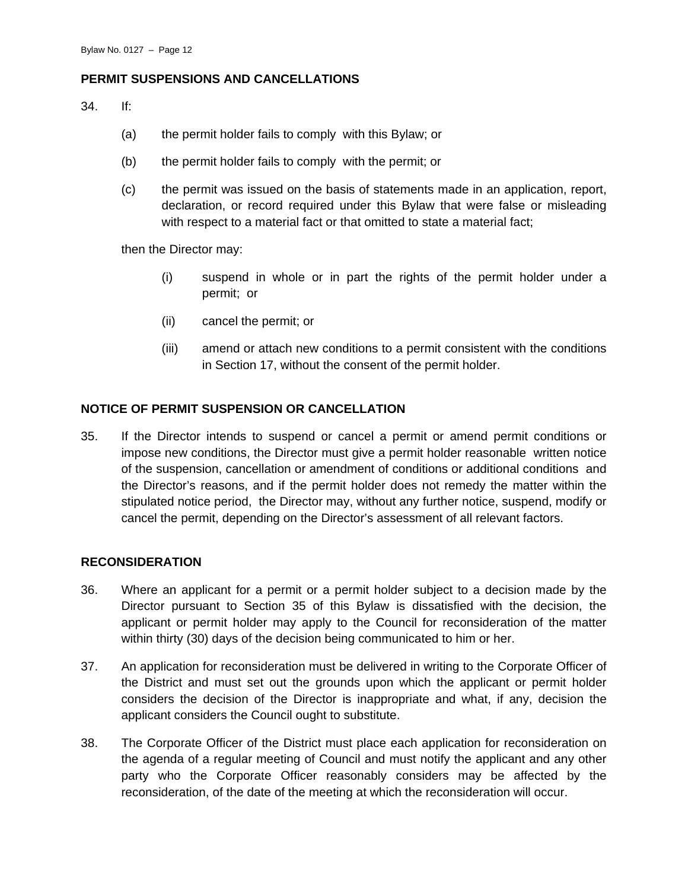## PERMIT SUSPENSIONS AND CANCELLATIONS

34. If:

    (a) the permit holder fails to comply with this Bylaw; or

    (b) the permit holder fails to comply with the permit; or

    (c) the permit was issued on the basis of statements made in an application, report, declaration, or record required under this Bylaw that were false or misleading with respect to a material fact or that omitted to state a material fact;

    then the Director may:

    (i) suspend in whole or in part the rights of the permit holder under a permit; or

    (ii) cancel the permit; or

    (iii) amend or attach new conditions to a permit consistent with the conditions in Section 17, without the consent of the permit holder.

## NOTICE OF PERMIT SUSPENSION OR CANCELLATION

35. If the Director intends to suspend or cancel a permit or amend permit conditions or impose new conditions, the Director must give a permit holder reasonable written notice of the suspension, cancellation or amendment of conditions or additional conditions and the Director's reasons, and if the permit holder does not remedy the matter within the stipulated notice period, the Director may, without any further notice, suspend, modify or cancel the permit, depending on the Director's assessment of all relevant factors.

## RECONSIDERATION

36. Where an applicant for a permit or a permit holder subject to a decision made by the Director pursuant to Section 35 of this Bylaw is dissatisfied with the decision, the applicant or permit holder may apply to the Council for reconsideration of the matter within thirty (30) days of the decision being communicated to him or her.

37. An application for reconsideration must be delivered in writing to the Corporate Officer of the District and must set out the grounds upon which the applicant or permit holder considers the decision of the Director is inappropriate and what, if any, decision the applicant considers the Council ought to substitute.

38. The Corporate Officer of the District must place each application for reconsideration on the agenda of a regular meeting of Council and must notify the applicant and any other party who the Corporate Officer reasonably considers may be affected by the reconsideration, of the date of the meeting at which the reconsideration will occur.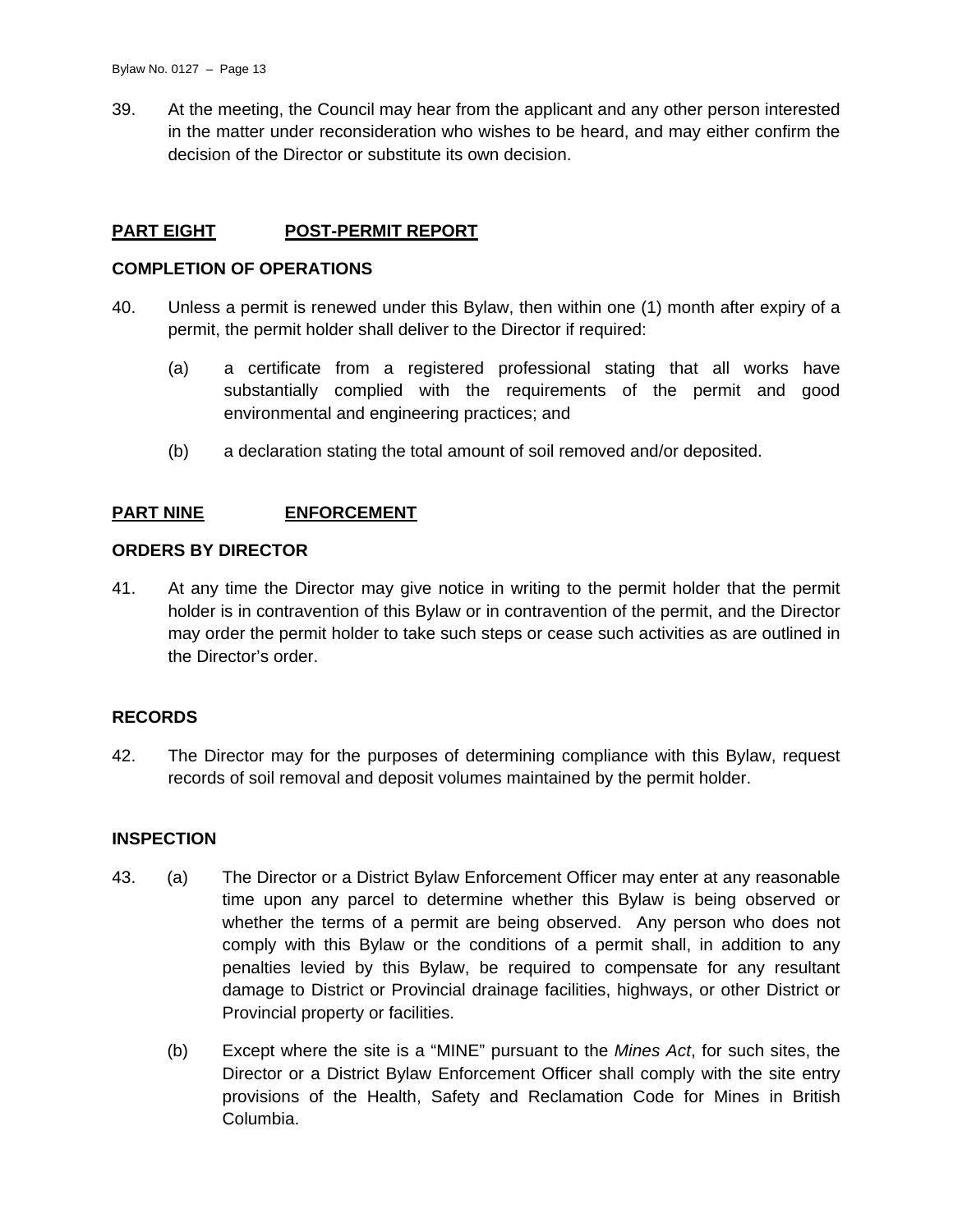39. At the meeting, the Council may hear from the applicant and any other person interested in the matter under reconsideration who wishes to be heard, and may either confirm the decision of the Director or substitute its own decision.

## PART EIGHT POST-PERMIT REPORT

### COMPLETION OF OPERATIONS

40. Unless a permit is renewed under this Bylaw, then within one (1) month after expiry of a permit, the permit holder shall deliver to the Director if required:

    (a) a certificate from a registered professional stating that all works have substantially complied with the requirements of the permit and good environmental and engineering practices; and

    (b) a declaration stating the total amount of soil removed and/or deposited.

## PART NINE ENFORCEMENT

### ORDERS BY DIRECTOR

41. At any time the Director may give notice in writing to the permit holder that the permit holder is in contravention of this Bylaw or in contravention of the permit, and the Director may order the permit holder to take such steps or cease such activities as are outlined in the Director's order.

### RECORDS

42. The Director may for the purposes of determining compliance with this Bylaw, request records of soil removal and deposit volumes maintained by the permit holder.

### INSPECTION

43. (a) The Director or a District Bylaw Enforcement Officer may enter at any reasonable time upon any parcel to determine whether this Bylaw is being observed or whether the terms of a permit are being observed. Any person who does not comply with this Bylaw or the conditions of a permit shall, in addition to any penalties levied by this Bylaw, be required to compensate for any resultant damage to District or Provincial drainage facilities, highways, or other District or Provincial property or facilities.

    (b) Except where the site is a "MINE" pursuant to the *Mines Act*, for such sites, the Director or a District Bylaw Enforcement Officer shall comply with the site entry provisions of the Health, Safety and Reclamation Code for Mines in British Columbia.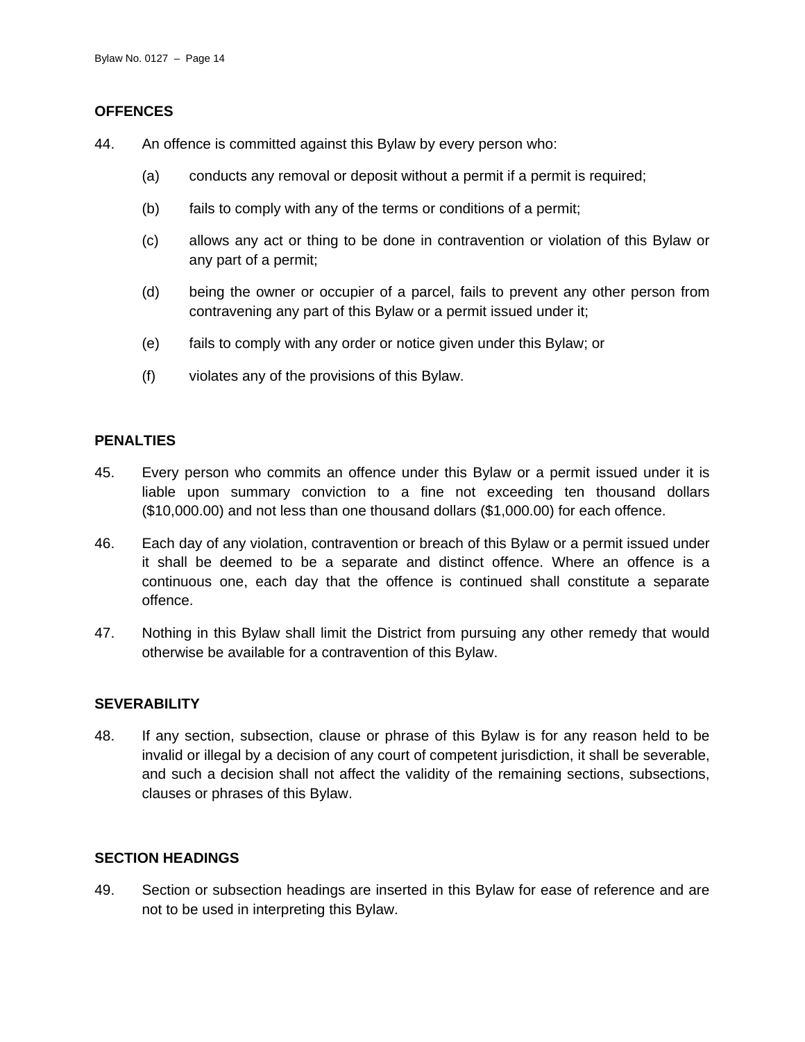## OFFENCES

44. An offence is committed against this Bylaw by every person who:

    (a) conducts any removal or deposit without a permit if a permit is required;

    (b) fails to comply with any of the terms or conditions of a permit;

    (c) allows any act or thing to be done in contravention or violation of this Bylaw or any part of a permit;

    (d) being the owner or occupier of a parcel, fails to prevent any other person from contravening any part of this Bylaw or a permit issued under it;

    (e) fails to comply with any order or notice given under this Bylaw; or

    (f) violates any of the provisions of this Bylaw.

## PENALTIES

45. Every person who commits an offence under this Bylaw or a permit issued under it is liable upon summary conviction to a fine not exceeding ten thousand dollars ($10,000.00) and not less than one thousand dollars ($1,000.00) for each offence.

46. Each day of any violation, contravention or breach of this Bylaw or a permit issued under it shall be deemed to be a separate and distinct offence. Where an offence is a continuous one, each day that the offence is continued shall constitute a separate offence.

47. Nothing in this Bylaw shall limit the District from pursuing any other remedy that would otherwise be available for a contravention of this Bylaw.

## SEVERABILITY

48. If any section, subsection, clause or phrase of this Bylaw is for any reason held to be invalid or illegal by a decision of any court of competent jurisdiction, it shall be severable, and such a decision shall not affect the validity of the remaining sections, subsections, clauses or phrases of this Bylaw.

## SECTION HEADINGS

49. Section or subsection headings are inserted in this Bylaw for ease of reference and are not to be used in interpreting this Bylaw.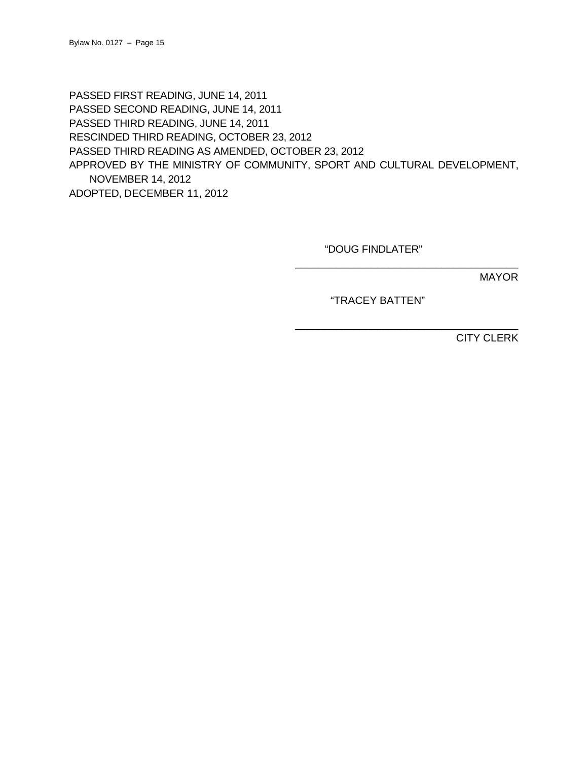PASSED FIRST READING, JUNE 14, 2011
PASSED SECOND READING, JUNE 14, 2011
PASSED THIRD READING, JUNE 14, 2011
RESCINDED THIRD READING, OCTOBER 23, 2012
PASSED THIRD READING AS AMENDED, OCTOBER 23, 2012
APPROVED BY THE MINISTRY OF COMMUNITY, SPORT AND CULTURAL DEVELOPMENT, NOVEMBER 14, 2012
ADOPTED, DECEMBER 11, 2012

"DOUG FINDLATER"

\_\_\_\_\_\_\_\_\_\_\_\_\_\_\_\_\_\_\_\_\_\_\_\_\_\_\_\_\_\_\_\_\_\_\_\_\_\_\_\_

MAYOR

"TRACEY BATTEN"

\_\_\_\_\_\_\_\_\_\_\_\_\_\_\_\_\_\_\_\_\_\_\_\_\_\_\_\_\_\_\_\_\_\_\_\_\_\_\_\_

CITY CLERK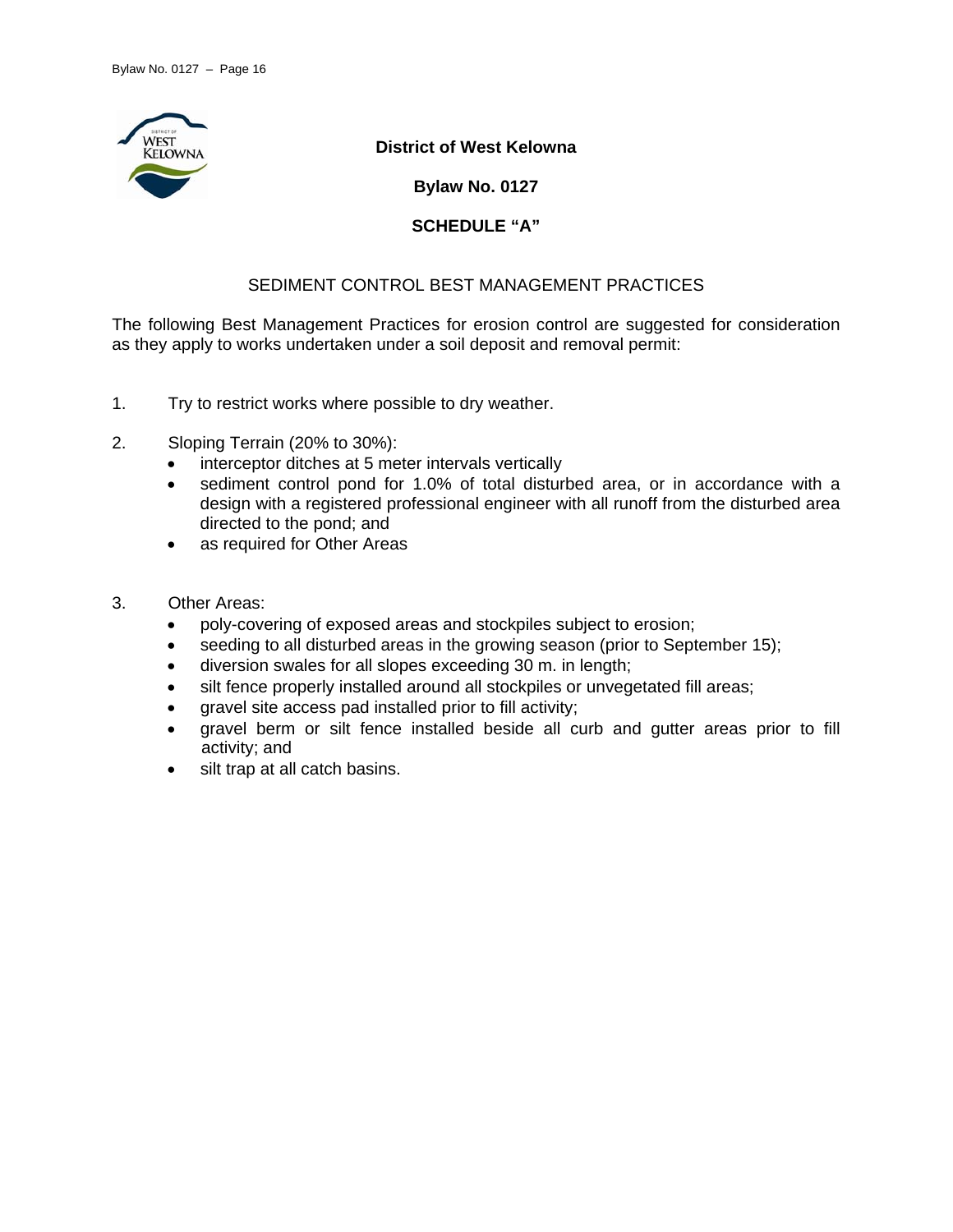**District of West Kelowna**

**Bylaw No. 0127**

**SCHEDULE “A”**

SEDIMENT CONTROL BEST MANAGEMENT PRACTICES

The following Best Management Practices for erosion control are suggested for consideration as they apply to works undertaken under a soil deposit and removal permit:

1. Try to restrict works where possible to dry weather.

2. Sloping Terrain (20% to 30%):
   - interceptor ditches at 5 meter intervals vertically
   - sediment control pond for 1.0% of total disturbed area, or in accordance with a design with a registered professional engineer with all runoff from the disturbed area directed to the pond; and
   - as required for Other Areas

3. Other Areas:
   - poly-covering of exposed areas and stockpiles subject to erosion;
   - seeding to all disturbed areas in the growing season (prior to September 15);
   - diversion swales for all slopes exceeding 30 m. in length;
   - silt fence properly installed around all stockpiles or unvegetated fill areas;
   - gravel site access pad installed prior to fill activity;
   - gravel berm or silt fence installed beside all curb and gutter areas prior to fill activity; and
   - silt trap at all catch basins.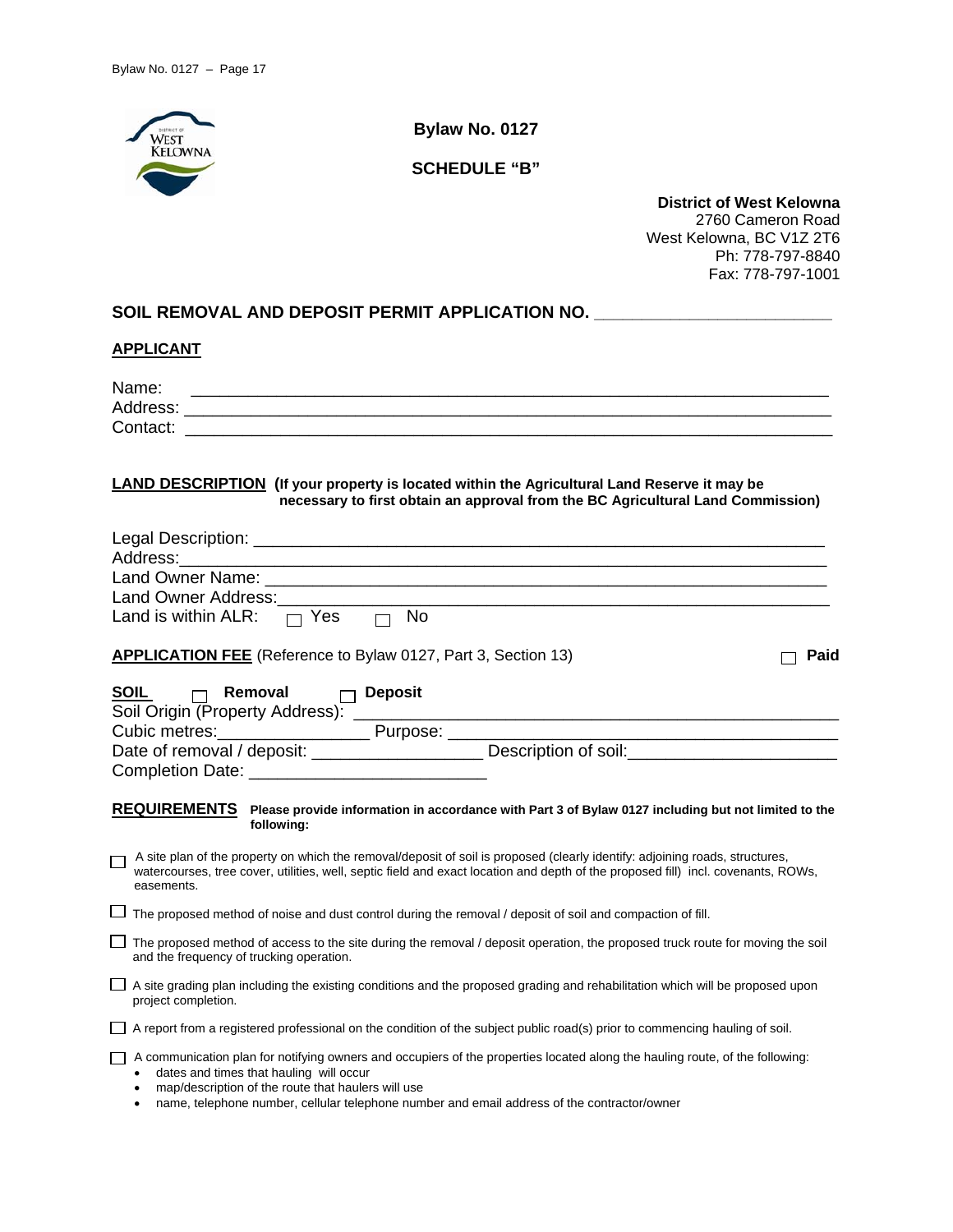**Bylaw No. 0127**

**SCHEDULE "B"**

**District of West Kelowna**
2760 Cameron Road
West Kelowna, BC V1Z 2T6
Ph: 778-797-8840
Fax: 778-797-1001

## SOIL REMOVAL AND DEPOSIT PERMIT APPLICATION NO. _______________________

**APPLICANT**

Name: ______________________________________________________________
Address: ____________________________________________________________
Contact: ____________________________________________________________

**LAND DESCRIPTION** (**If your property is located within the Agricultural Land Reserve it may be necessary to first obtain an approval from the BC Agricultural Land Commission)**

Legal Description: ____________________________________________________
Address:____________________________________________________________
Land Owner Name: ____________________________________________________
Land Owner Address:___________________________________________________
Land is within ALR: ☐ Yes ☐ No

**APPLICATION FEE** (Reference to Bylaw 0127, Part 3, Section 13) ☐ **Paid**

**SOIL** ☐ **Removal** ☐ **Deposit**
Soil Origin (Property Address): ___________________________________________
Cubic metres:_______________ Purpose: ____________________________________
Date of removal / deposit: _________________ Description of soil:____________________
Completion Date: ________________________

**REQUIREMENTS** **Please provide information in accordance with Part 3 of Bylaw 0127 including but not limited to the following:**

☐ A site plan of the property on which the removal/deposit of soil is proposed (clearly identify: adjoining roads, structures, watercourses, tree cover, utilities, well, septic field and exact location and depth of the proposed fill) incl. covenants, ROWs, easements.

☐ The proposed method of noise and dust control during the removal / deposit of soil and compaction of fill.

☐ The proposed method of access to the site during the removal / deposit operation, the proposed truck route for moving the soil and the frequency of trucking operation.

☐ A site grading plan including the existing conditions and the proposed grading and rehabilitation which will be proposed upon project completion.

☐ A report from a registered professional on the condition of the subject public road(s) prior to commencing hauling of soil.

☐ A communication plan for notifying owners and occupiers of the properties located along the hauling route, of the following:

- dates and times that hauling will occur
- map/description of the route that haulers will use
- name, telephone number, cellular telephone number and email address of the contractor/owner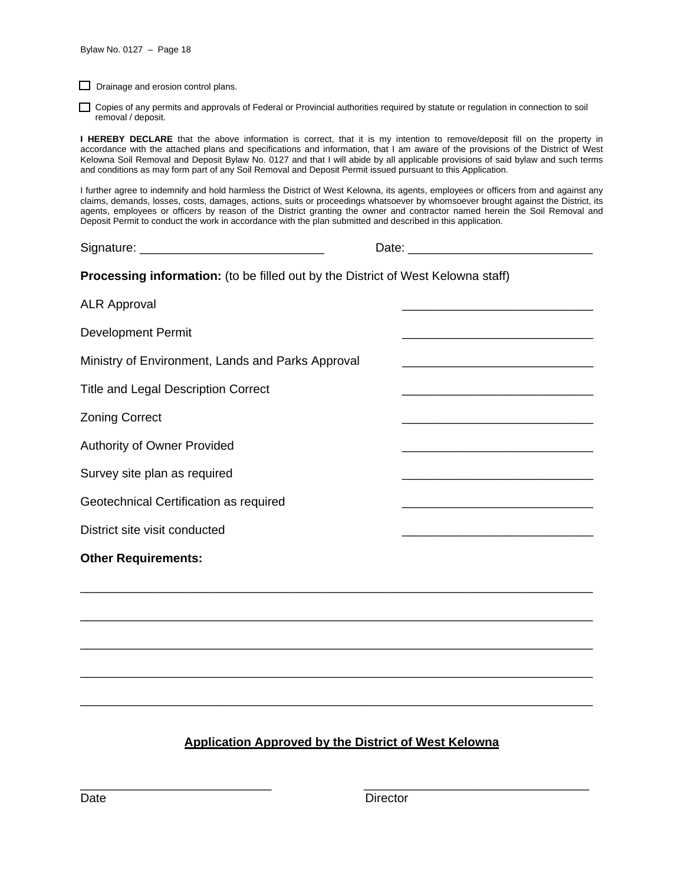- [ ] Drainage and erosion control plans.
- [ ] Copies of any permits and approvals of Federal or Provincial authorities required by statute or regulation in connection to soil removal / deposit.

**I HEREBY DECLARE** that the above information is correct, that it is my intention to remove/deposit fill on the property in accordance with the attached plans and specifications and information, that I am aware of the provisions of the District of West Kelowna Soil Removal and Deposit Bylaw No. 0127 and that I will abide by all applicable provisions of said bylaw and such terms and conditions as may form part of any Soil Removal and Deposit Permit issued pursuant to this Application.

I further agree to indemnify and hold harmless the District of West Kelowna, its agents, employees or officers from and against any claims, demands, losses, costs, damages, actions, suits or proceedings whatsoever by whomsoever brought against the District, its agents, employees or officers by reason of the District granting the owner and contractor named herein the Soil Removal and Deposit Permit to conduct the work in accordance with the plan submitted and described in this application.

Signature: ___________________________ Date: ___________________________

**Processing information:** (to be filled out by the District of West Kelowna staff)

ALR Approval ____________________________

Development Permit ____________________________

Ministry of Environment, Lands and Parks Approval ____________________________

Title and Legal Description Correct ____________________________

Zoning Correct ____________________________

Authority of Owner Provided ____________________________

Survey site plan as required ____________________________

Geotechnical Certification as required ____________________________

District site visit conducted ____________________________

**Other Requirements:**

___________________________________________________________________________

___________________________________________________________________________

___________________________________________________________________________

___________________________________________________________________________

___________________________________________________________________________

**<u>Application Approved by the District of West Kelowna</u>**

____________________________ ________________________________

Date Director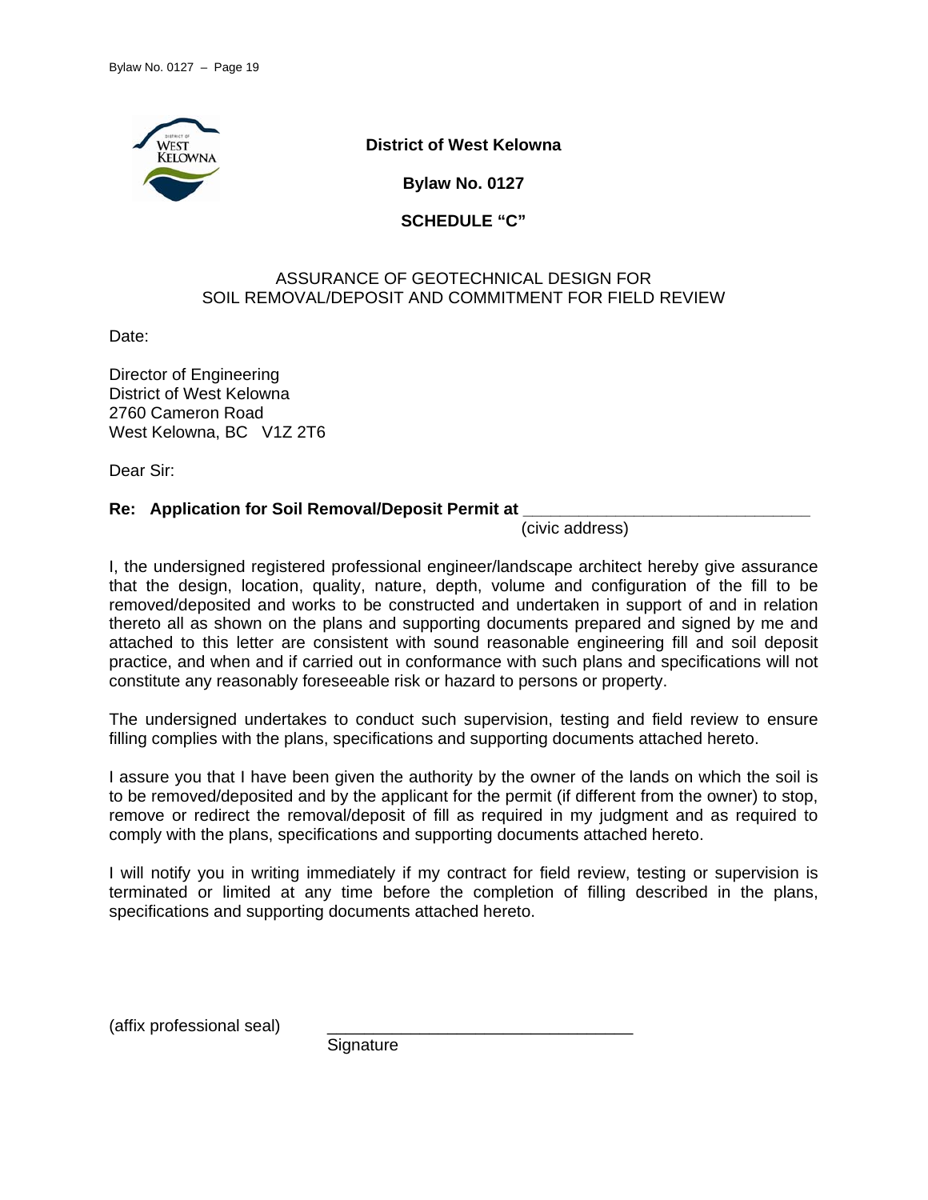**District of West Kelowna**

**Bylaw No. 0127**

**SCHEDULE "C"**

ASSURANCE OF GEOTECHNICAL DESIGN FOR
SOIL REMOVAL/DEPOSIT AND COMMITMENT FOR FIELD REVIEW

Date:

Director of Engineering
District of West Kelowna
2760 Cameron Road
West Kelowna, BC V1Z 2T6

Dear Sir:

**Re: Application for Soil Removal/Deposit Permit at \_\_\_\_\_\_\_\_\_\_\_\_\_\_\_\_\_\_\_\_\_\_\_\_\_\_\_\_\_\_\_**
(civic address)

I, the undersigned registered professional engineer/landscape architect hereby give assurance that the design, location, quality, nature, depth, volume and configuration of the fill to be removed/deposited and works to be constructed and undertaken in support of and in relation thereto all as shown on the plans and supporting documents prepared and signed by me and attached to this letter are consistent with sound reasonable engineering fill and soil deposit practice, and when and if carried out in conformance with such plans and specifications will not constitute any reasonably foreseeable risk or hazard to persons or property.

The undersigned undertakes to conduct such supervision, testing and field review to ensure filling complies with the plans, specifications and supporting documents attached hereto.

I assure you that I have been given the authority by the owner of the lands on which the soil is to be removed/deposited and by the applicant for the permit (if different from the owner) to stop, remove or redirect the removal/deposit of fill as required in my judgment and as required to comply with the plans, specifications and supporting documents attached hereto.

I will notify you in writing immediately if my contract for field review, testing or supervision is terminated or limited at any time before the completion of filling described in the plans, specifications and supporting documents attached hereto.

(affix professional seal) \_\_\_\_\_\_\_\_\_\_\_\_\_\_\_\_\_\_\_\_\_\_\_\_\_\_\_\_\_\_\_\_\_
Signature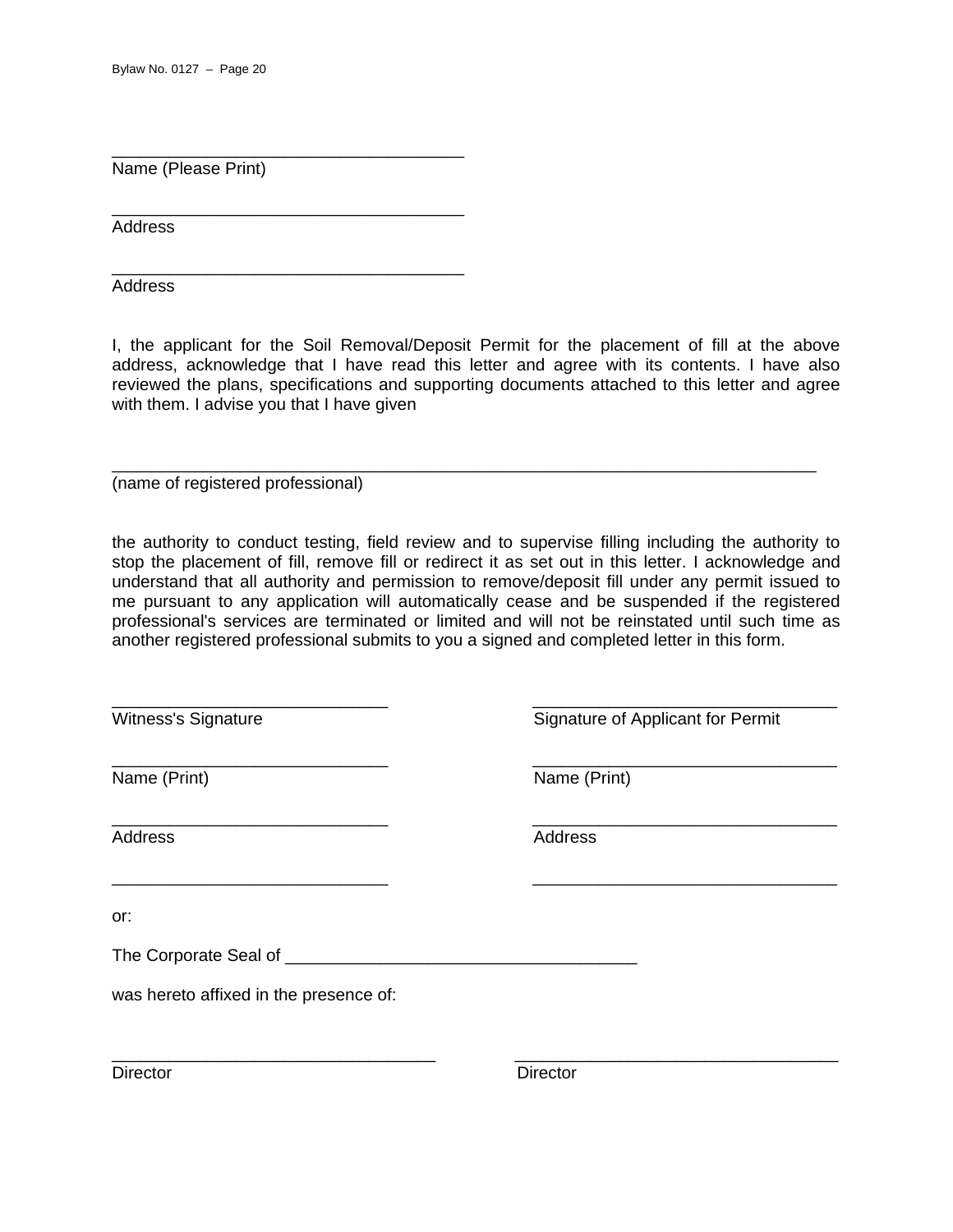\_\_\_\_\_\_\_\_\_\_\_\_\_\_\_\_\_\_\_\_\_\_\_\_\_\_\_\_\_\_\_\_\_\_\_\_
Name (Please Print)

\_\_\_\_\_\_\_\_\_\_\_\_\_\_\_\_\_\_\_\_\_\_\_\_\_\_\_\_\_\_\_\_\_\_\_\_
Address

\_\_\_\_\_\_\_\_\_\_\_\_\_\_\_\_\_\_\_\_\_\_\_\_\_\_\_\_\_\_\_\_\_\_\_\_
Address

I, the applicant for the Soil Removal/Deposit Permit for the placement of fill at the above address, acknowledge that I have read this letter and agree with its contents. I have also reviewed the plans, specifications and supporting documents attached to this letter and agree with them. I advise you that I have given

\_\_\_\_\_\_\_\_\_\_\_\_\_\_\_\_\_\_\_\_\_\_\_\_\_\_\_\_\_\_\_\_\_\_\_\_\_\_\_\_\_\_\_\_\_\_\_\_\_\_\_\_\_\_\_\_\_\_\_\_\_\_\_\_\_\_\_\_\_\_
(name of registered professional)

the authority to conduct testing, field review and to supervise filling including the authority to stop the placement of fill, remove fill or redirect it as set out in this letter. I acknowledge and understand that all authority and permission to remove/deposit fill under any permit issued to me pursuant to any application will automatically cease and be suspended if the registered professional's services are terminated or limited and will not be reinstated until such time as another registered professional submits to you a signed and completed letter in this form.

\_\_\_\_\_\_\_\_\_\_\_\_\_\_\_\_\_\_\_\_\_\_\_\_\_\_\_\_
Witness's Signature

\_\_\_\_\_\_\_\_\_\_\_\_\_\_\_\_\_\_\_\_\_\_\_\_\_\_\_\_
Name (Print)

\_\_\_\_\_\_\_\_\_\_\_\_\_\_\_\_\_\_\_\_\_\_\_\_\_\_\_\_
Address

\_\_\_\_\_\_\_\_\_\_\_\_\_\_\_\_\_\_\_\_\_\_\_\_\_\_\_\_

\_\_\_\_\_\_\_\_\_\_\_\_\_\_\_\_\_\_\_\_\_\_\_\_\_\_\_\_\_\_\_
Signature of Applicant for Permit

\_\_\_\_\_\_\_\_\_\_\_\_\_\_\_\_\_\_\_\_\_\_\_\_\_\_\_\_\_\_\_
Name (Print)

\_\_\_\_\_\_\_\_\_\_\_\_\_\_\_\_\_\_\_\_\_\_\_\_\_\_\_\_\_\_\_
Address

\_\_\_\_\_\_\_\_\_\_\_\_\_\_\_\_\_\_\_\_\_\_\_\_\_\_\_\_\_\_\_

or:

The Corporate Seal of \_\_\_\_\_\_\_\_\_\_\_\_\_\_\_\_\_\_\_\_\_\_\_\_\_\_\_\_\_\_\_\_\_\_\_\_

was hereto affixed in the presence of:

\_\_\_\_\_\_\_\_\_\_\_\_\_\_\_\_\_\_\_\_\_\_\_\_\_\_\_\_\_\_\_\_\_
Director

\_\_\_\_\_\_\_\_\_\_\_\_\_\_\_\_\_\_\_\_\_\_\_\_\_\_\_\_\_\_\_\_\_
Director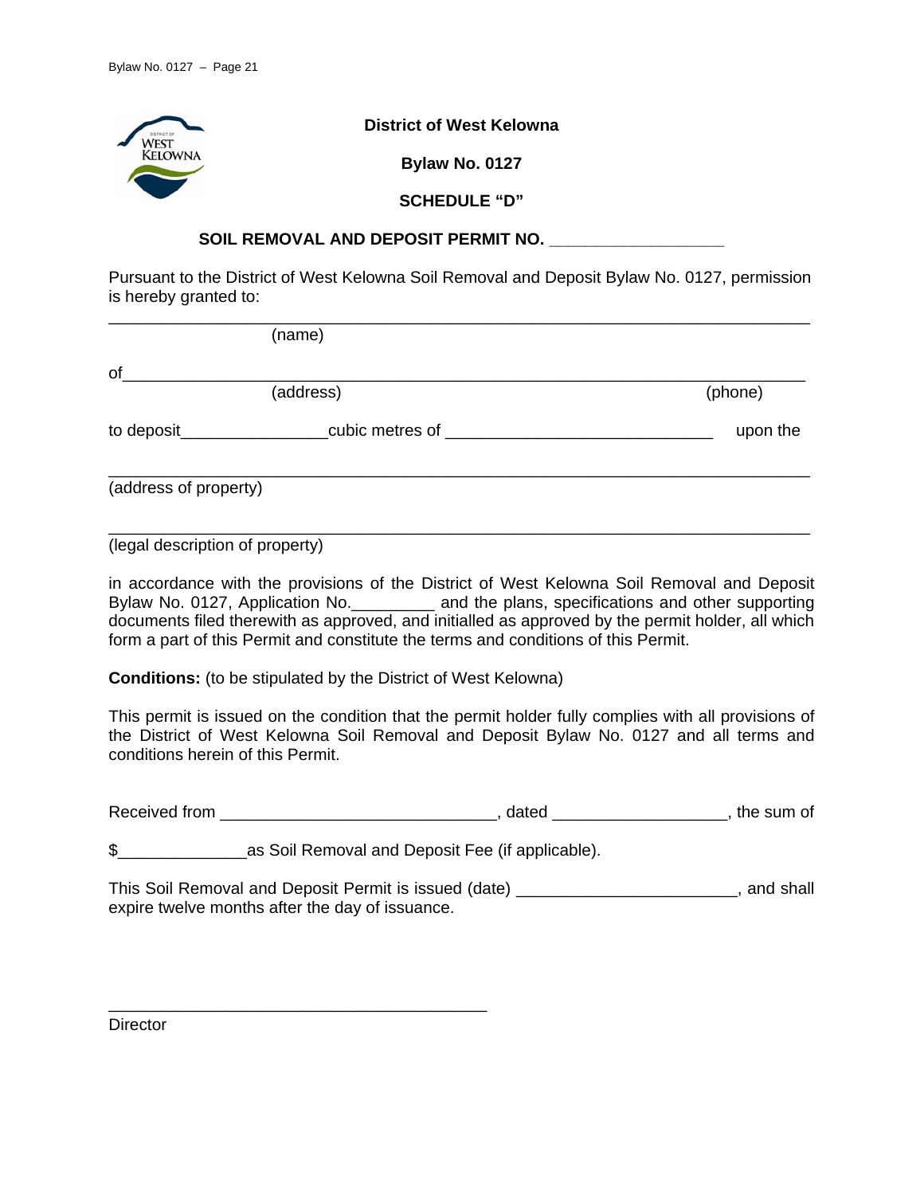**District of West Kelowna**

**Bylaw No. 0127**

**SCHEDULE "D"**

**SOIL REMOVAL AND DEPOSIT PERMIT NO. __________________**

Pursuant to the District of West Kelowna Soil Removal and Deposit Bylaw No. 0127, permission is hereby granted to:

_________________________________________________________________________
(name)

of_______________________________________________________________________
(address) (phone)

to deposit_______________cubic metres of _____________________________ upon the

_________________________________________________________________________
(address of property)

_________________________________________________________________________
(legal description of property)

in accordance with the provisions of the District of West Kelowna Soil Removal and Deposit Bylaw No. 0127, Application No._________ and the plans, specifications and other supporting documents filed therewith as approved, and initialled as approved by the permit holder, all which form a part of this Permit and constitute the terms and conditions of this Permit.

**Conditions:** (to be stipulated by the District of West Kelowna)

This permit is issued on the condition that the permit holder fully complies with all provisions of the District of West Kelowna Soil Removal and Deposit Bylaw No. 0127 and all terms and conditions herein of this Permit.

Received from ______________________________, dated __________________, the sum of

$_____________as Soil Removal and Deposit Fee (if applicable).

This Soil Removal and Deposit Permit is issued (date) _______________________, and shall expire twelve months after the day of issuance.

_________________________________________
Director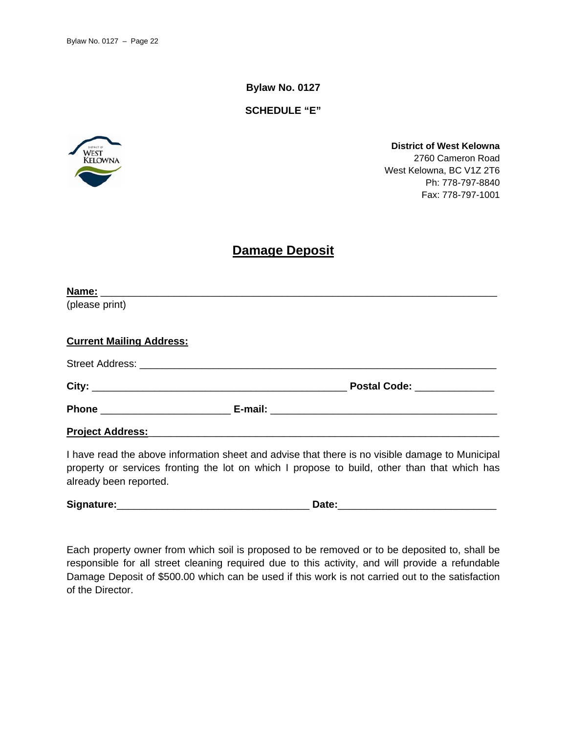**Bylaw No. 0127**

**SCHEDULE "E"**

**District of West Kelowna**
2760 Cameron Road
West Kelowna, BC V1Z 2T6
Ph: 778-797-8840
Fax: 778-797-1001

# Damage Deposit

**Name:** ______________________________________________________________________
(please print)

**Current Mailing Address:**

Street Address: ___________________________________________________________

**City:** _____________________________________________ **Postal Code:** ______________

**Phone** _______________________ **E-mail:** ________________________________________

**Project Address:** ____________________________________________________________

I have read the above information sheet and advise that there is no visible damage to Municipal property or services fronting the lot on which I propose to build, other than that which has already been reported.

**Signature:** __________________________________ **Date:** ____________________________

Each property owner from which soil is proposed to be removed or to be deposited to, shall be responsible for all street cleaning required due to this activity, and will provide a refundable Damage Deposit of $500.00 which can be used if this work is not carried out to the satisfaction of the Director.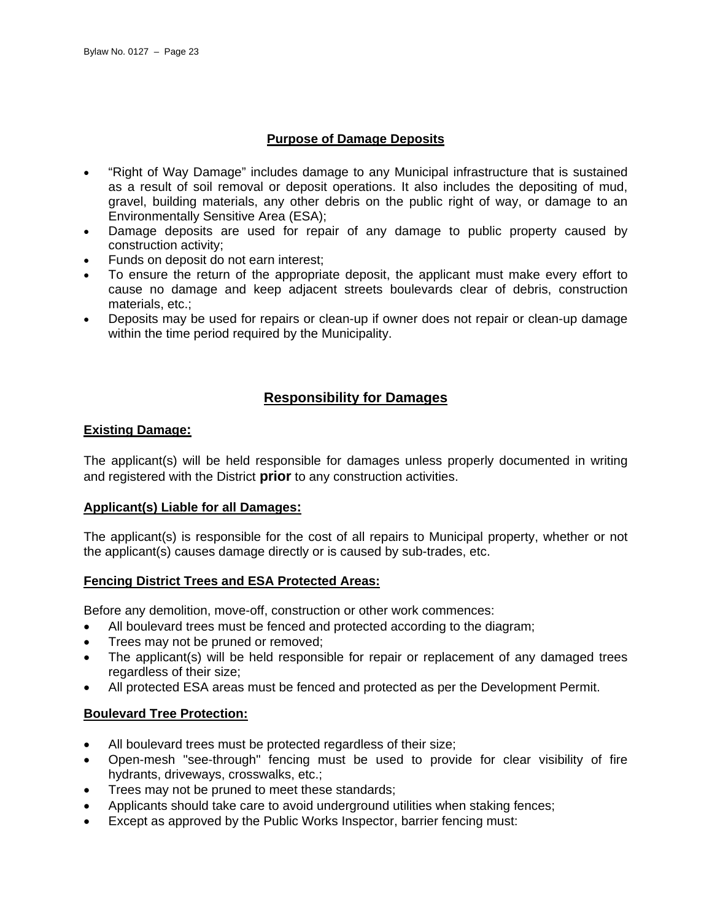## Purpose of Damage Deposits

- "Right of Way Damage" includes damage to any Municipal infrastructure that is sustained as a result of soil removal or deposit operations. It also includes the depositing of mud, gravel, building materials, any other debris on the public right of way, or damage to an Environmentally Sensitive Area (ESA);
- Damage deposits are used for repair of any damage to public property caused by construction activity;
- Funds on deposit do not earn interest;
- To ensure the return of the appropriate deposit, the applicant must make every effort to cause no damage and keep adjacent streets boulevards clear of debris, construction materials, etc.;
- Deposits may be used for repairs or clean-up if owner does not repair or clean-up damage within the time period required by the Municipality.

## Responsibility for Damages

### Existing Damage:

The applicant(s) will be held responsible for damages unless properly documented in writing and registered with the District **prior** to any construction activities.

### Applicant(s) Liable for all Damages:

The applicant(s) is responsible for the cost of all repairs to Municipal property, whether or not the applicant(s) causes damage directly or is caused by sub-trades, etc.

### Fencing District Trees and ESA Protected Areas:

Before any demolition, move-off, construction or other work commences:

- All boulevard trees must be fenced and protected according to the diagram;
- Trees may not be pruned or removed;
- The applicant(s) will be held responsible for repair or replacement of any damaged trees regardless of their size;
- All protected ESA areas must be fenced and protected as per the Development Permit.

### Boulevard Tree Protection:

- All boulevard trees must be protected regardless of their size;
- Open-mesh "see-through" fencing must be used to provide for clear visibility of fire hydrants, driveways, crosswalks, etc.;
- Trees may not be pruned to meet these standards;
- Applicants should take care to avoid underground utilities when staking fences;
- Except as approved by the Public Works Inspector, barrier fencing must: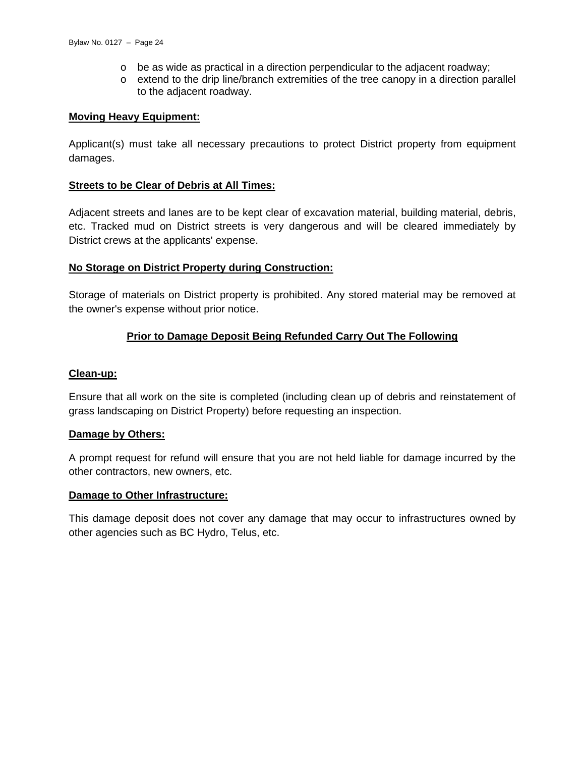- be as wide as practical in a direction perpendicular to the adjacent roadway;
- extend to the drip line/branch extremities of the tree canopy in a direction parallel to the adjacent roadway.

**Moving Heavy Equipment:**

Applicant(s) must take all necessary precautions to protect District property from equipment damages.

**Streets to be Clear of Debris at All Times:**

Adjacent streets and lanes are to be kept clear of excavation material, building material, debris, etc. Tracked mud on District streets is very dangerous and will be cleared immediately by District crews at the applicants' expense.

**No Storage on District Property during Construction:**

Storage of materials on District property is prohibited. Any stored material may be removed at the owner's expense without prior notice.

## Prior to Damage Deposit Being Refunded Carry Out The Following

**Clean-up:**

Ensure that all work on the site is completed (including clean up of debris and reinstatement of grass landscaping on District Property) before requesting an inspection.

**Damage by Others:**

A prompt request for refund will ensure that you are not held liable for damage incurred by the other contractors, new owners, etc.

**Damage to Other Infrastructure:**

This damage deposit does not cover any damage that may occur to infrastructures owned by other agencies such as BC Hydro, Telus, etc.